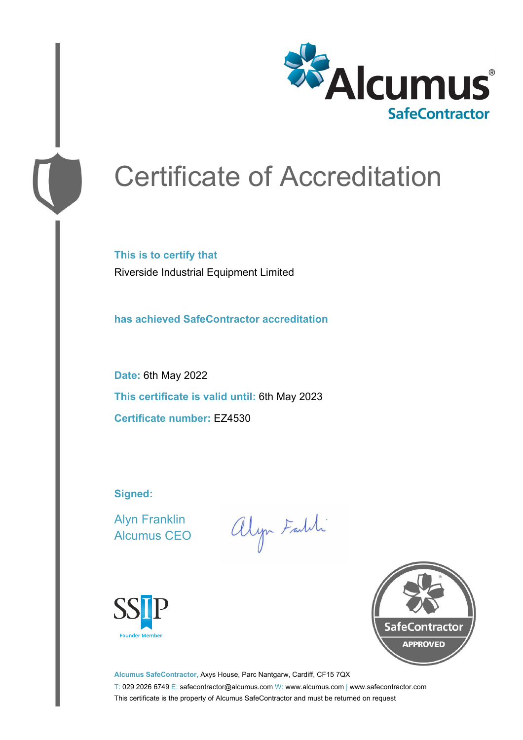Alcumus®
SafeContractor

# Certificate of Accreditation

**This is to certify that**

Riverside Industrial Equipment Limited

**has achieved SafeContractor accreditation**

**Date:** 6th May 2022

**This certificate is valid until:** 6th May 2023

**Certificate number:** EZ4530

**Signed:**

Alyn Franklin
Alcumus CEO

SSIP
Founder Member

SafeContractor
APPROVED

**Alcumus SafeContractor,** Axys House, Parc Nantgarw, Cardiff, CF15 7QX

T: 029 2026 6749 E: safecontractor@alcumus.com W: www.alcumus.com | www.safecontractor.com

This certificate is the property of Alcumus SafeContractor and must be returned on request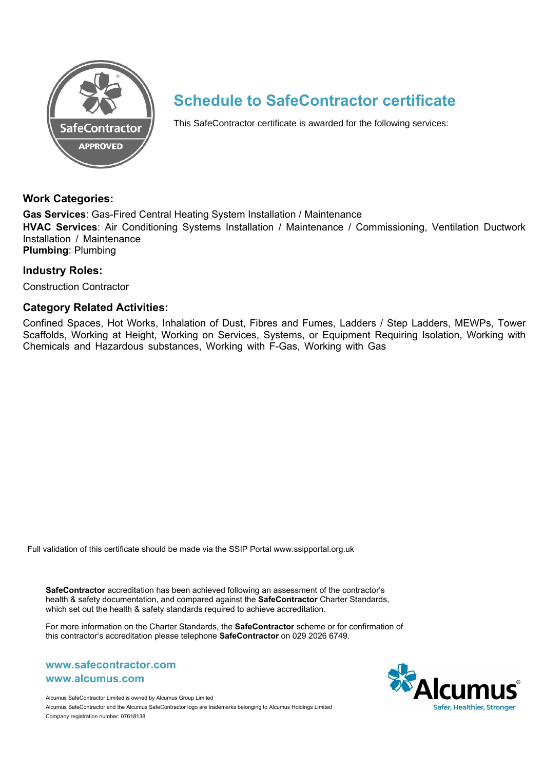# Schedule to SafeContractor certificate

This SafeContractor certificate is awarded for the following services:

## Work Categories:

**Gas Services**: Gas-Fired Central Heating System Installation / Maintenance
**HVAC Services**: Air Conditioning Systems Installation / Maintenance / Commissioning, Ventilation Ductwork Installation / Maintenance
**Plumbing**: Plumbing

## Industry Roles:

Construction Contractor

## Category Related Activities:

Confined Spaces, Hot Works, Inhalation of Dust, Fibres and Fumes, Ladders / Step Ladders, MEWPs, Tower Scaffolds, Working at Height, Working on Services, Systems, or Equipment Requiring Isolation, Working with Chemicals and Hazardous substances, Working with F-Gas, Working with Gas

Full validation of this certificate should be made via the SSIP Portal www.ssipportal.org.uk

**SafeContractor** accreditation has been achieved following an assessment of the contractor's health & safety documentation, and compared against the **SafeContractor** Charter Standards, which set out the health & safety standards required to achieve accreditation.

For more information on the Charter Standards, the **SafeContractor** scheme or for confirmation of this contractor's accreditation please telephone **SafeContractor** on 029 2026 6749.

**www.safecontractor.com**
**www.alcumus.com**

Alcumus SafeContractor Limited is owned by Alcumus Group Limited
Alcumus SafeContractor and the Alcumus SafeContractor logo are trademarks belonging to Alcumus Holdings Limited
Company registration number: 07618138

Alcumus®
Safer, Healthier, Stronger